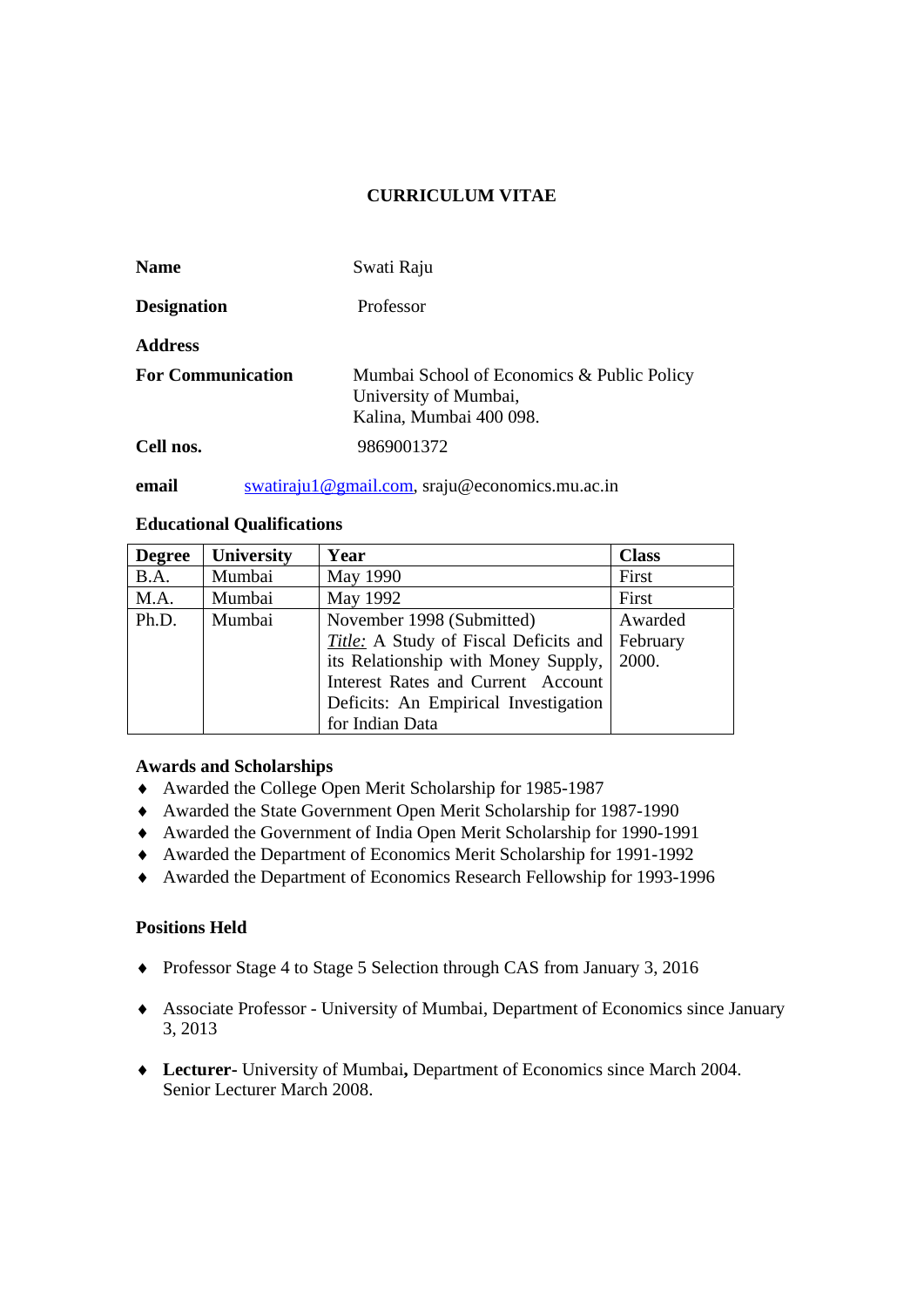# CURRICULUM VITAE

**Name** Swati Raju

**Designation** Professor

**Address**

**For Communication** Mumbai School of Economics & Public Policy
University of Mumbai,
Kalina, Mumbai 400 098.

**Cell nos.** 9869001372

**email** swatiraju1@gmail.com, sraju@economics.mu.ac.in

## Educational Qualifications

| Degree | University | Year | Class |
|---|---|---|---|
| B.A. | Mumbai | May 1990 | First |
| M.A. | Mumbai | May 1992 | First |
| Ph.D. | Mumbai | November 1998 (Submitted) *Title:* A Study of Fiscal Deficits and its Relationship with Money Supply, Interest Rates and Current Account Deficits: An Empirical Investigation for Indian Data | Awarded February 2000. |

## Awards and Scholarships

- Awarded the College Open Merit Scholarship for 1985-1987
- Awarded the State Government Open Merit Scholarship for 1987-1990
- Awarded the Government of India Open Merit Scholarship for 1990-1991
- Awarded the Department of Economics Merit Scholarship for 1991-1992
- Awarded the Department of Economics Research Fellowship for 1993-1996

## Positions Held

- Professor Stage 4 to Stage 5 Selection through CAS from January 3, 2016
- Associate Professor - University of Mumbai, Department of Economics since January 3, 2013
- **Lecturer**- University of Mumbai**,** Department of Economics since March 2004. Senior Lecturer March 2008.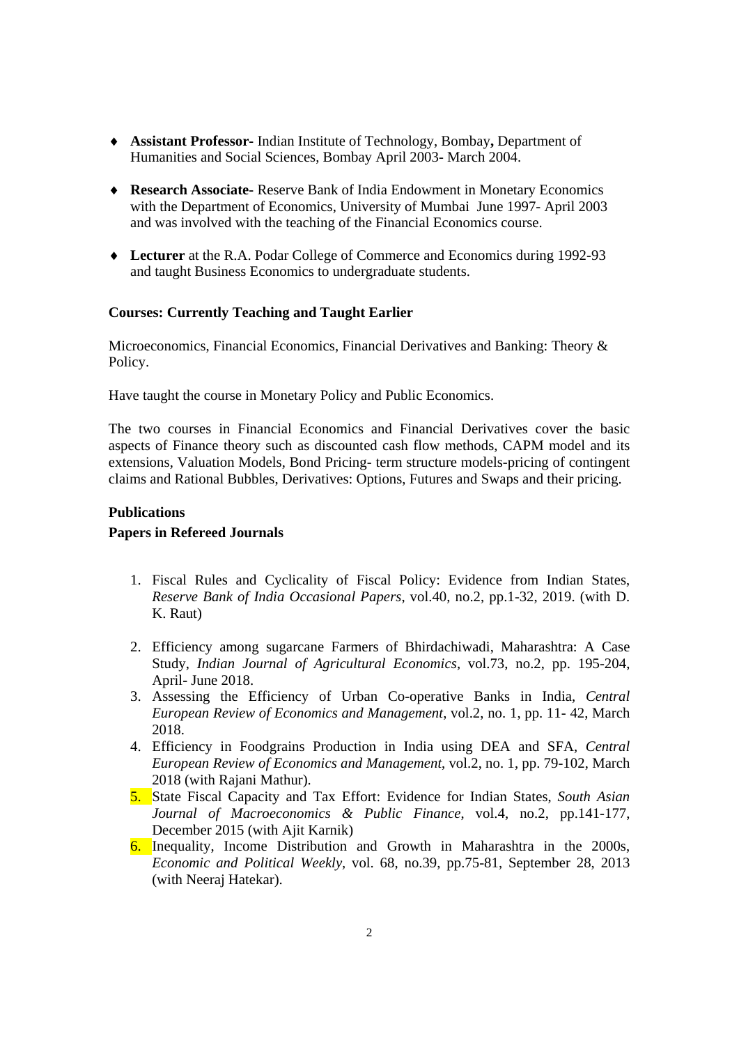- **Assistant Professor-** Indian Institute of Technology, Bombay**,** Department of Humanities and Social Sciences, Bombay April 2003- March 2004.

- **Research Associate-** Reserve Bank of India Endowment in Monetary Economics with the Department of Economics, University of Mumbai June 1997- April 2003 and was involved with the teaching of the Financial Economics course.

- **Lecturer** at the R.A. Podar College of Commerce and Economics during 1992-93 and taught Business Economics to undergraduate students.

**Courses: Currently Teaching and Taught Earlier**

Microeconomics, Financial Economics, Financial Derivatives and Banking: Theory & Policy.

Have taught the course in Monetary Policy and Public Economics.

The two courses in Financial Economics and Financial Derivatives cover the basic aspects of Finance theory such as discounted cash flow methods, CAPM model and its extensions, Valuation Models, Bond Pricing- term structure models-pricing of contingent claims and Rational Bubbles, Derivatives: Options, Futures and Swaps and their pricing.

**Publications**

**Papers in Refereed Journals**

1. Fiscal Rules and Cyclicality of Fiscal Policy: Evidence from Indian States, *Reserve Bank of India Occasional Papers*, vol.40, no.2, pp.1-32, 2019. (with D. K. Raut)

2. Efficiency among sugarcane Farmers of Bhirdachiwadi, Maharashtra: A Case Study, *Indian Journal of Agricultural Economics,* vol.73, no.2, pp. 195-204, April- June 2018.
3. Assessing the Efficiency of Urban Co-operative Banks in India, *Central European Review of Economics and Management*, vol.2, no. 1, pp. 11- 42, March 2018.
4. Efficiency in Foodgrains Production in India using DEA and SFA, *Central European Review of Economics and Management*, vol.2, no. 1, pp. 79-102, March 2018 (with Rajani Mathur).
5. State Fiscal Capacity and Tax Effort: Evidence for Indian States, *South Asian Journal of Macroeconomics & Public Finance*, vol.4, no.2, pp.141-177, December 2015 (with Ajit Karnik)
6. Inequality, Income Distribution and Growth in Maharashtra in the 2000s, *Economic and Political Weekly*, vol. 68, no.39, pp.75-81, September 28, 2013 (with Neeraj Hatekar).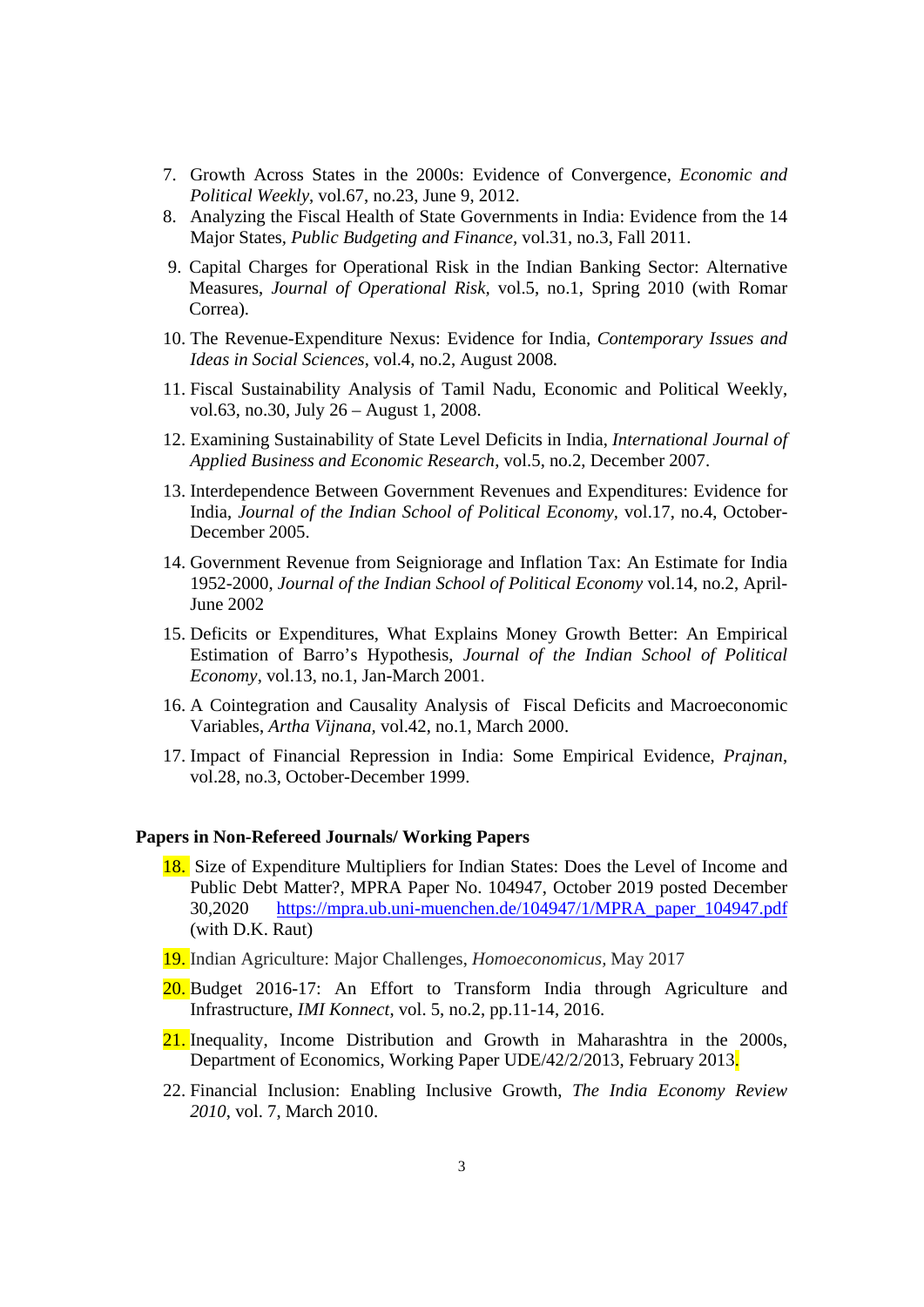7. Growth Across States in the 2000s: Evidence of Convergence, *Economic and Political Weekly*, vol.67, no.23, June 9, 2012.
8. Analyzing the Fiscal Health of State Governments in India: Evidence from the 14 Major States, *Public Budgeting and Finance*, vol.31, no.3, Fall 2011.
9. Capital Charges for Operational Risk in the Indian Banking Sector: Alternative Measures, *Journal of Operational Risk*, vol.5, no.1, Spring 2010 (with Romar Correa).
10. The Revenue-Expenditure Nexus: Evidence for India, *Contemporary Issues and Ideas in Social Sciences*, vol.4, no.2, August 2008.
11. Fiscal Sustainability Analysis of Tamil Nadu, Economic and Political Weekly, vol.63, no.30, July 26 – August 1, 2008.
12. Examining Sustainability of State Level Deficits in India, *International Journal of Applied Business and Economic Research*, vol.5, no.2, December 2007.
13. Interdependence Between Government Revenues and Expenditures: Evidence for India, *Journal of the Indian School of Political Economy*, vol.17, no.4, October-December 2005.
14. Government Revenue from Seigniorage and Inflation Tax: An Estimate for India 1952-2000, *Journal of the Indian School of Political Economy* vol.14, no.2, April-June 2002
15. Deficits or Expenditures, What Explains Money Growth Better: An Empirical Estimation of Barro's Hypothesis, *Journal of the Indian School of Political Economy*, vol.13, no.1, Jan-March 2001.
16. A Cointegration and Causality Analysis of Fiscal Deficits and Macroeconomic Variables, *Artha Vijnana*, vol.42, no.1, March 2000.
17. Impact of Financial Repression in India: Some Empirical Evidence, *Prajnan*, vol.28, no.3, October-December 1999.

**Papers in Non-Refereed Journals/ Working Papers**

18. Size of Expenditure Multipliers for Indian States: Does the Level of Income and Public Debt Matter?, MPRA Paper No. 104947, October 2019 posted December 30,2020 https://mpra.ub.uni-muenchen.de/104947/1/MPRA_paper_104947.pdf (with D.K. Raut)
19. Indian Agriculture: Major Challenges, *Homoeconomicus*, May 2017
20. Budget 2016-17: An Effort to Transform India through Agriculture and Infrastructure, *IMI Konnect*, vol. 5, no.2, pp.11-14, 2016.
21. Inequality, Income Distribution and Growth in Maharashtra in the 2000s, Department of Economics, Working Paper UDE/42/2/2013, February 2013.
22. Financial Inclusion: Enabling Inclusive Growth, *The India Economy Review 2010*, vol. 7, March 2010.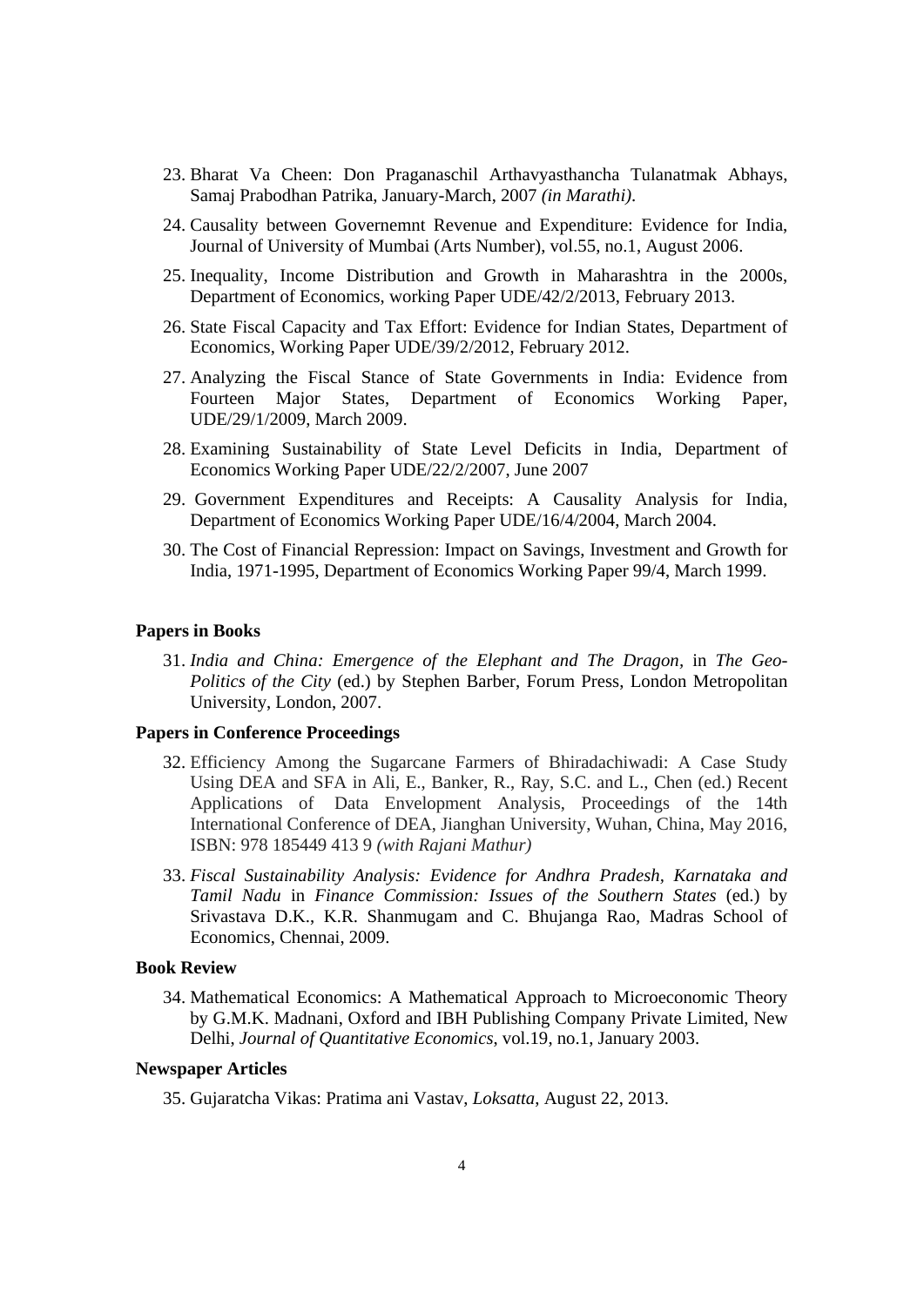23. Bharat Va Cheen: Don Praganaschil Arthavyasthancha Tulanatmak Abhays, Samaj Prabodhan Patrika, January-March, 2007 *(in Marathi)*.
24. Causality between Governemnt Revenue and Expenditure: Evidence for India, Journal of University of Mumbai (Arts Number), vol.55, no.1, August 2006.
25. Inequality, Income Distribution and Growth in Maharashtra in the 2000s, Department of Economics, working Paper UDE/42/2/2013, February 2013.
26. State Fiscal Capacity and Tax Effort: Evidence for Indian States, Department of Economics, Working Paper UDE/39/2/2012, February 2012.
27. Analyzing the Fiscal Stance of State Governments in India: Evidence from Fourteen Major States, Department of Economics Working Paper, UDE/29/1/2009, March 2009.
28. Examining Sustainability of State Level Deficits in India, Department of Economics Working Paper UDE/22/2/2007, June 2007
29. Government Expenditures and Receipts: A Causality Analysis for India, Department of Economics Working Paper UDE/16/4/2004, March 2004.
30. The Cost of Financial Repression: Impact on Savings, Investment and Growth for India, 1971-1995, Department of Economics Working Paper 99/4, March 1999.

**Papers in Books**

31. *India and China: Emergence of the Elephant and The Dragon*, in *The Geo-Politics of the City* (ed.) by Stephen Barber, Forum Press, London Metropolitan University, London, 2007.

**Papers in Conference Proceedings**

32. Efficiency Among the Sugarcane Farmers of Bhiradachiwadi: A Case Study Using DEA and SFA in Ali, E., Banker, R., Ray, S.C. and L., Chen (ed.) Recent Applications of Data Envelopment Analysis, Proceedings of the 14th International Conference of DEA, Jianghan University, Wuhan, China, May 2016, ISBN: 978 185449 413 9 *(with Rajani Mathur)*
33. *Fiscal Sustainability Analysis: Evidence for Andhra Pradesh, Karnataka and Tamil Nadu* in *Finance Commission: Issues of the Southern States* (ed.) by Srivastava D.K., K.R. Shanmugam and C. Bhujanga Rao, Madras School of Economics, Chennai, 2009.

**Book Review**

34. Mathematical Economics: A Mathematical Approach to Microeconomic Theory by G.M.K. Madnani, Oxford and IBH Publishing Company Private Limited, New Delhi, *Journal of Quantitative Economics*, vol.19, no.1, January 2003.

**Newspaper Articles**

35. Gujaratcha Vikas: Pratima ani Vastav, *Loksatta*, August 22, 2013.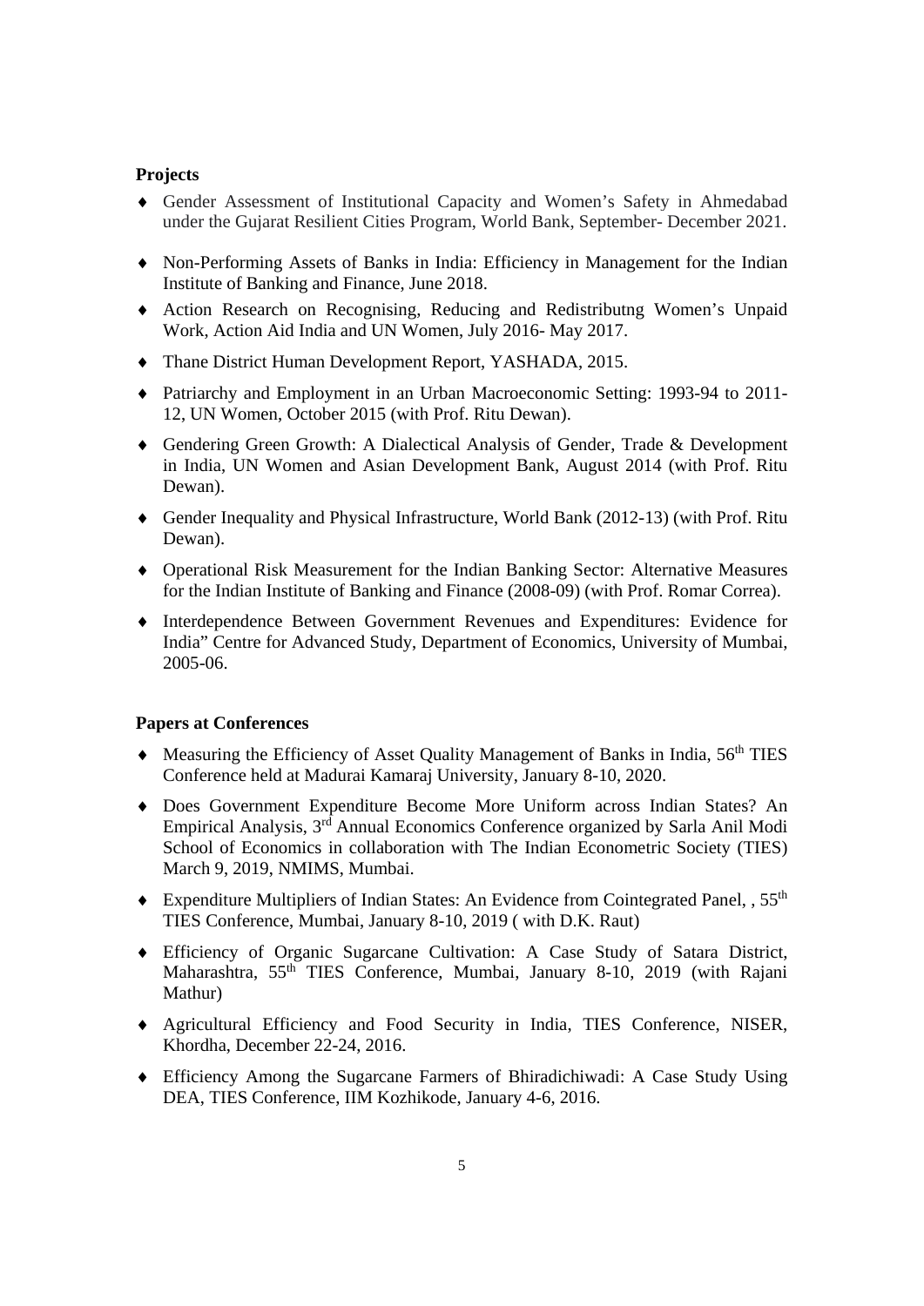**Projects**

- Gender Assessment of Institutional Capacity and Women's Safety in Ahmedabad under the Gujarat Resilient Cities Program, World Bank, September- December 2021.
- Non-Performing Assets of Banks in India: Efficiency in Management for the Indian Institute of Banking and Finance, June 2018.
- Action Research on Recognising, Reducing and Redistributng Women's Unpaid Work, Action Aid India and UN Women, July 2016- May 2017.
- Thane District Human Development Report, YASHADA, 2015.
- Patriarchy and Employment in an Urban Macroeconomic Setting: 1993-94 to 2011-12, UN Women, October 2015 (with Prof. Ritu Dewan).
- Gendering Green Growth: A Dialectical Analysis of Gender, Trade & Development in India, UN Women and Asian Development Bank, August 2014 (with Prof. Ritu Dewan).
- Gender Inequality and Physical Infrastructure, World Bank (2012-13) (with Prof. Ritu Dewan).
- Operational Risk Measurement for the Indian Banking Sector: Alternative Measures for the Indian Institute of Banking and Finance (2008-09) (with Prof. Romar Correa).
- Interdependence Between Government Revenues and Expenditures: Evidence for India" Centre for Advanced Study, Department of Economics, University of Mumbai, 2005-06.

**Papers at Conferences**

- Measuring the Efficiency of Asset Quality Management of Banks in India, 56th TIES Conference held at Madurai Kamaraj University, January 8-10, 2020.
- Does Government Expenditure Become More Uniform across Indian States? An Empirical Analysis, 3rd Annual Economics Conference organized by Sarla Anil Modi School of Economics in collaboration with The Indian Econometric Society (TIES) March 9, 2019, NMIMS, Mumbai.
- Expenditure Multipliers of Indian States: An Evidence from Cointegrated Panel, , 55th TIES Conference, Mumbai, January 8-10, 2019 ( with D.K. Raut)
- Efficiency of Organic Sugarcane Cultivation: A Case Study of Satara District, Maharashtra, 55th TIES Conference, Mumbai, January 8-10, 2019 (with Rajani Mathur)
- Agricultural Efficiency and Food Security in India, TIES Conference, NISER, Khordha, December 22-24, 2016.
- Efficiency Among the Sugarcane Farmers of Bhiradichiwadi: A Case Study Using DEA, TIES Conference, IIM Kozhikode, January 4-6, 2016.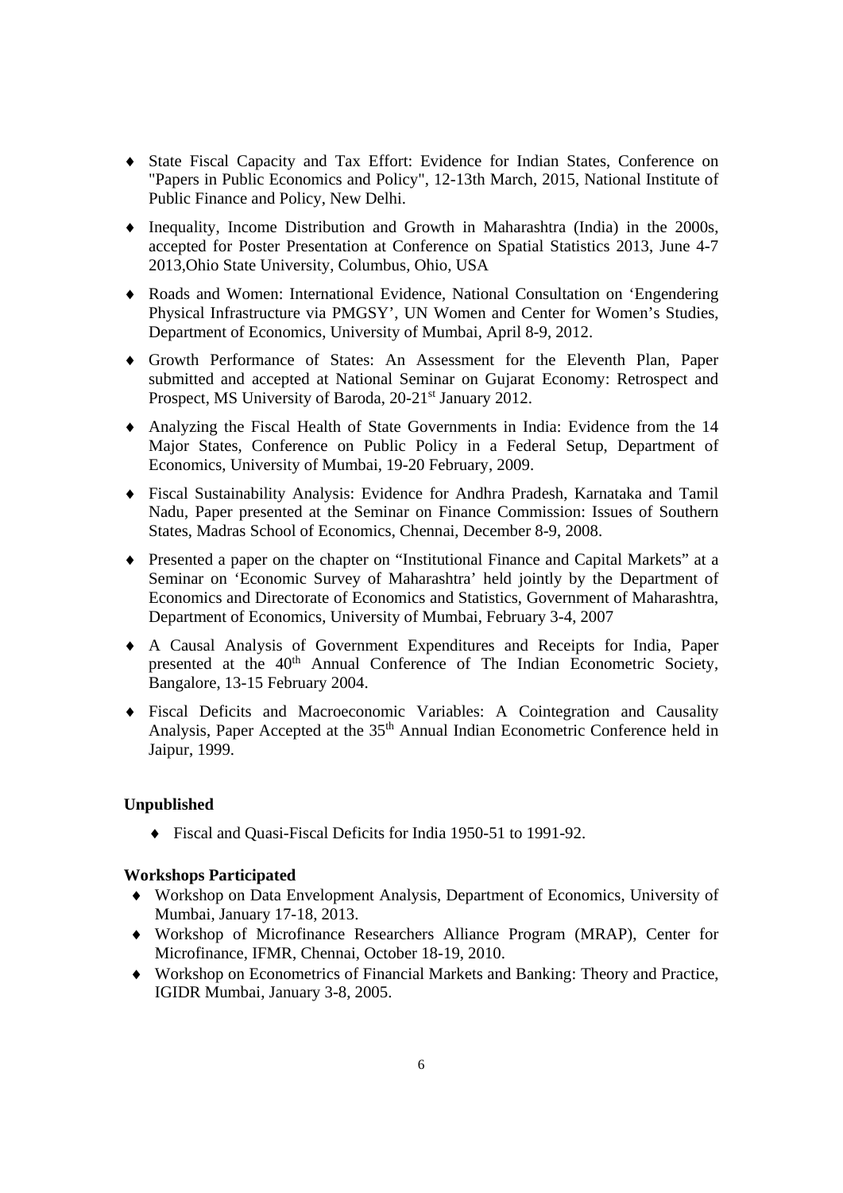- State Fiscal Capacity and Tax Effort: Evidence for Indian States, Conference on "Papers in Public Economics and Policy", 12-13th March, 2015, National Institute of Public Finance and Policy, New Delhi.
- Inequality, Income Distribution and Growth in Maharashtra (India) in the 2000s, accepted for Poster Presentation at Conference on Spatial Statistics 2013, June 4-7 2013,Ohio State University, Columbus, Ohio, USA
- Roads and Women: International Evidence, National Consultation on 'Engendering Physical Infrastructure via PMGSY', UN Women and Center for Women's Studies, Department of Economics, University of Mumbai, April 8-9, 2012.
- Growth Performance of States: An Assessment for the Eleventh Plan, Paper submitted and accepted at National Seminar on Gujarat Economy: Retrospect and Prospect, MS University of Baroda, 20-21st January 2012.
- Analyzing the Fiscal Health of State Governments in India: Evidence from the 14 Major States, Conference on Public Policy in a Federal Setup, Department of Economics, University of Mumbai, 19-20 February, 2009.
- Fiscal Sustainability Analysis: Evidence for Andhra Pradesh, Karnataka and Tamil Nadu, Paper presented at the Seminar on Finance Commission: Issues of Southern States, Madras School of Economics, Chennai, December 8-9, 2008.
- Presented a paper on the chapter on "Institutional Finance and Capital Markets" at a Seminar on 'Economic Survey of Maharashtra' held jointly by the Department of Economics and Directorate of Economics and Statistics, Government of Maharashtra, Department of Economics, University of Mumbai, February 3-4, 2007
- A Causal Analysis of Government Expenditures and Receipts for India, Paper presented at the 40th Annual Conference of The Indian Econometric Society, Bangalore, 13-15 February 2004.
- Fiscal Deficits and Macroeconomic Variables: A Cointegration and Causality Analysis, Paper Accepted at the 35th Annual Indian Econometric Conference held in Jaipur, 1999.

**Unpublished**

- Fiscal and Quasi-Fiscal Deficits for India 1950-51 to 1991-92.

**Workshops Participated**

- Workshop on Data Envelopment Analysis, Department of Economics, University of Mumbai, January 17-18, 2013.
- Workshop of Microfinance Researchers Alliance Program (MRAP), Center for Microfinance, IFMR, Chennai, October 18-19, 2010.
- Workshop on Econometrics of Financial Markets and Banking: Theory and Practice, IGIDR Mumbai, January 3-8, 2005.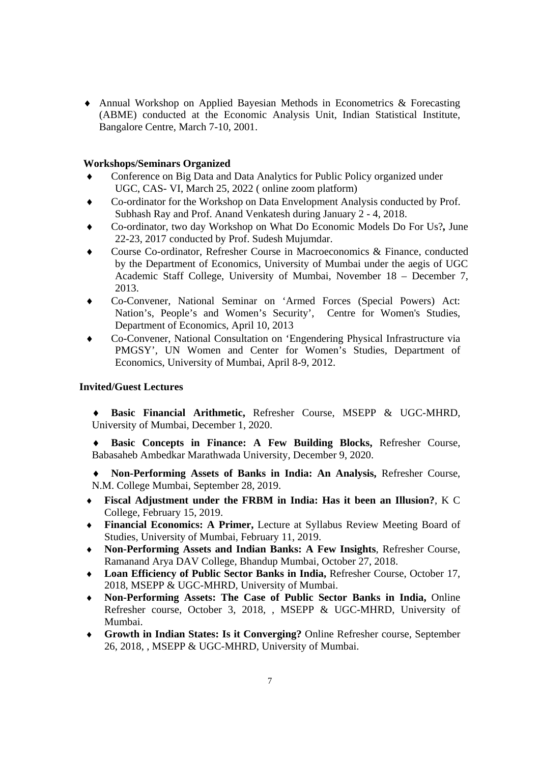- Annual Workshop on Applied Bayesian Methods in Econometrics & Forecasting (ABME) conducted at the Economic Analysis Unit, Indian Statistical Institute, Bangalore Centre, March 7-10, 2001.

**Workshops/Seminars Organized**

- Conference on Big Data and Data Analytics for Public Policy organized under UGC, CAS- VI, March 25, 2022 ( online zoom platform)
- Co-ordinator for the Workshop on Data Envelopment Analysis conducted by Prof. Subhash Ray and Prof. Anand Venkatesh during January 2 - 4, 2018.
- Co-ordinator, two day Workshop on What Do Economic Models Do For Us?**,** June 22-23, 2017 conducted by Prof. Sudesh Mujumdar.
- Course Co-ordinator, Refresher Course in Macroeconomics & Finance, conducted by the Department of Economics, University of Mumbai under the aegis of UGC Academic Staff College, University of Mumbai, November 18 – December 7, 2013.
- Co-Convener, National Seminar on 'Armed Forces (Special Powers) Act: Nation's, People's and Women's Security', Centre for Women's Studies, Department of Economics, April 10, 2013
- Co-Convener, National Consultation on 'Engendering Physical Infrastructure via PMGSY', UN Women and Center for Women's Studies, Department of Economics, University of Mumbai, April 8-9, 2012.

**Invited/Guest Lectures**

- **Basic Financial Arithmetic,** Refresher Course, MSEPP & UGC-MHRD, University of Mumbai, December 1, 2020.
- **Basic Concepts in Finance: A Few Building Blocks,** Refresher Course, Babasaheb Ambedkar Marathwada University, December 9, 2020.
- **Non-Performing Assets of Banks in India: An Analysis,** Refresher Course, N.M. College Mumbai, September 28, 2019.
- **Fiscal Adjustment under the FRBM in India: Has it been an Illusion?**, K C College, February 15, 2019.
- **Financial Economics: A Primer,** Lecture at Syllabus Review Meeting Board of Studies, University of Mumbai, February 11, 2019.
- **Non-Performing Assets and Indian Banks: A Few Insights**, Refresher Course, Ramanand Arya DAV College, Bhandup Mumbai, October 27, 2018.
- **Loan Efficiency of Public Sector Banks in India,** Refresher Course, October 17, 2018, MSEPP & UGC-MHRD, University of Mumbai.
- **Non-Performing Assets: The Case of Public Sector Banks in India,** Online Refresher course, October 3, 2018, , MSEPP & UGC-MHRD, University of Mumbai.
- **Growth in Indian States: Is it Converging?** Online Refresher course, September 26, 2018, , MSEPP & UGC-MHRD, University of Mumbai.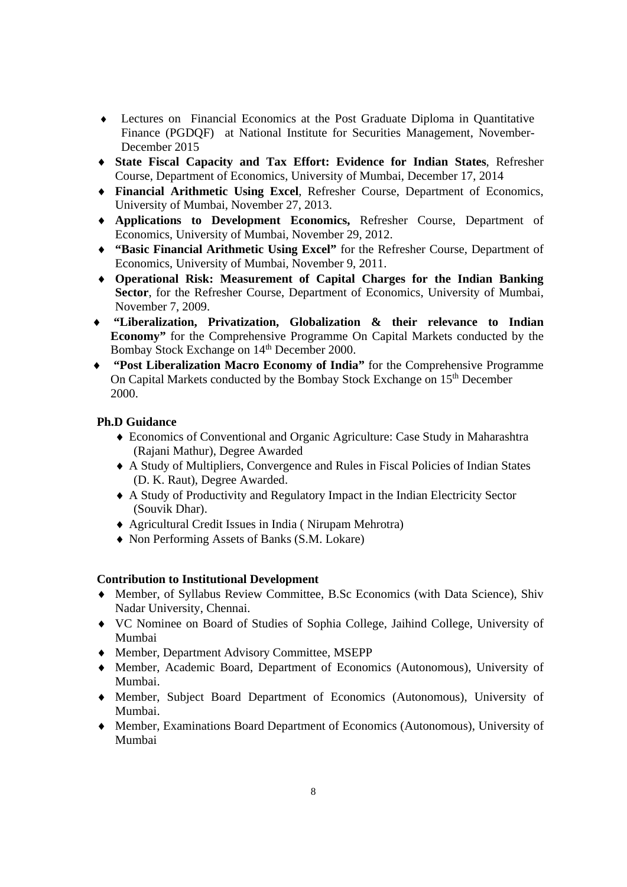- Lectures on Financial Economics at the Post Graduate Diploma in Quantitative Finance (PGDQF) at National Institute for Securities Management, November-December 2015
- **State Fiscal Capacity and Tax Effort: Evidence for Indian States**, Refresher Course, Department of Economics, University of Mumbai, December 17, 2014
- **Financial Arithmetic Using Excel**, Refresher Course, Department of Economics, University of Mumbai, November 27, 2013.
- **Applications to Development Economics,** Refresher Course, Department of Economics, University of Mumbai, November 29, 2012.
- **"Basic Financial Arithmetic Using Excel"** for the Refresher Course, Department of Economics, University of Mumbai, November 9, 2011.
- **Operational Risk: Measurement of Capital Charges for the Indian Banking Sector**, for the Refresher Course, Department of Economics, University of Mumbai, November 7, 2009.
- **"Liberalization, Privatization, Globalization & their relevance to Indian Economy"** for the Comprehensive Programme On Capital Markets conducted by the Bombay Stock Exchange on 14th December 2000.
- **"Post Liberalization Macro Economy of India"** for the Comprehensive Programme On Capital Markets conducted by the Bombay Stock Exchange on 15th December 2000.

**Ph.D Guidance**

- Economics of Conventional and Organic Agriculture: Case Study in Maharashtra (Rajani Mathur), Degree Awarded
- A Study of Multipliers, Convergence and Rules in Fiscal Policies of Indian States (D. K. Raut), Degree Awarded.
- A Study of Productivity and Regulatory Impact in the Indian Electricity Sector (Souvik Dhar).
- Agricultural Credit Issues in India ( Nirupam Mehrotra)
- Non Performing Assets of Banks (S.M. Lokare)

**Contribution to Institutional Development**

- Member, of Syllabus Review Committee, B.Sc Economics (with Data Science), Shiv Nadar University, Chennai.
- VC Nominee on Board of Studies of Sophia College, Jaihind College, University of Mumbai
- Member, Department Advisory Committee, MSEPP
- Member, Academic Board, Department of Economics (Autonomous), University of Mumbai.
- Member, Subject Board Department of Economics (Autonomous), University of Mumbai.
- Member, Examinations Board Department of Economics (Autonomous), University of Mumbai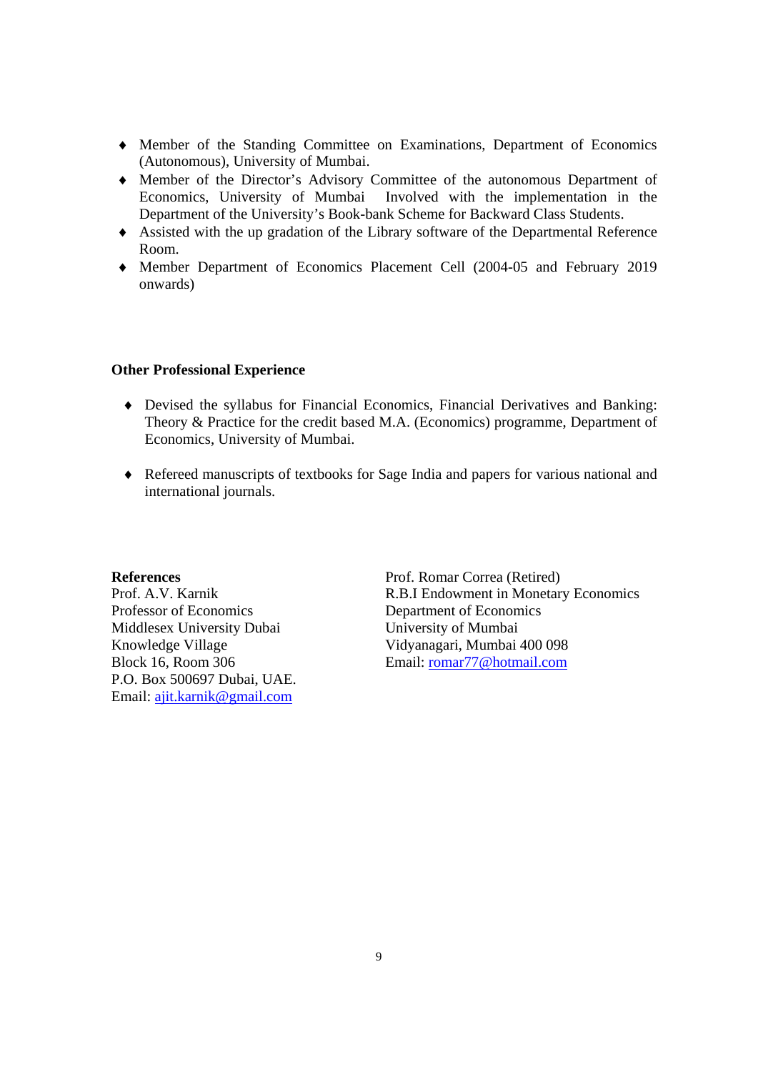- Member of the Standing Committee on Examinations, Department of Economics (Autonomous), University of Mumbai.
- Member of the Director's Advisory Committee of the autonomous Department of Economics, University of Mumbai Involved with the implementation in the Department of the University's Book-bank Scheme for Backward Class Students.
- Assisted with the up gradation of the Library software of the Departmental Reference Room.
- Member Department of Economics Placement Cell (2004-05 and February 2019 onwards)

**Other Professional Experience**

- Devised the syllabus for Financial Economics, Financial Derivatives and Banking: Theory & Practice for the credit based M.A. (Economics) programme, Department of Economics, University of Mumbai.

- Refereed manuscripts of textbooks for Sage India and papers for various national and international journals.

**References**

Prof. A.V. Karnik
Professor of Economics
Middlesex University Dubai
Knowledge Village
Block 16, Room 306
P.O. Box 500697 Dubai, UAE.
Email: ajit.karnik@gmail.com

Prof. Romar Correa (Retired)
R.B.I Endowment in Monetary Economics
Department of Economics
University of Mumbai
Vidyanagari, Mumbai 400 098
Email: romar77@hotmail.com